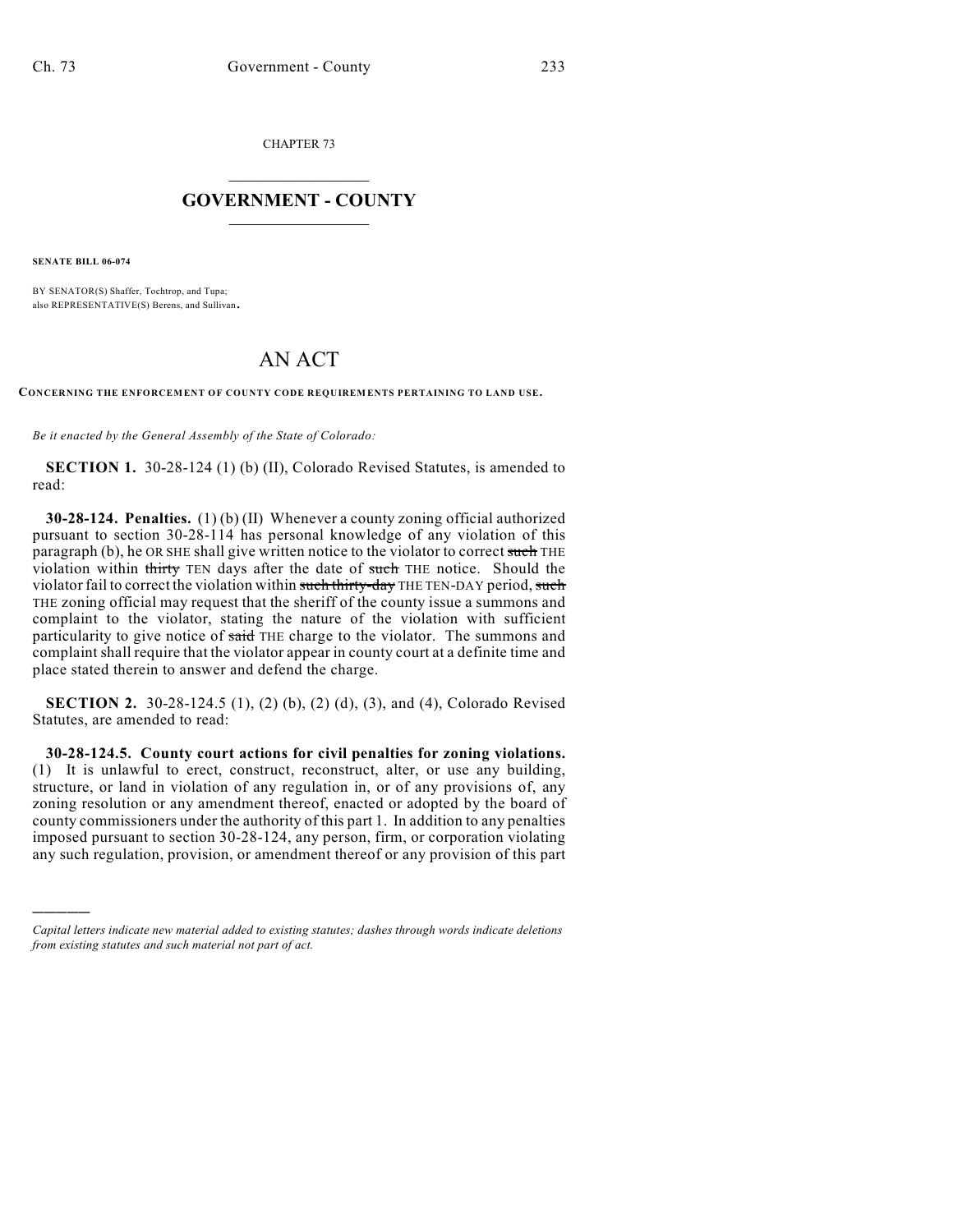CHAPTER 73

# GOVERNMENT - COUNTY

**SENATE BILL 06-074**

BY SENATOR(S) Shaffer, Tochtrop, and Tupa;
also REPRESENTATIVE(S) Berens, and Sullivan.

# AN ACT

**CONCERNING THE ENFORCEMENT OF COUNTY CODE REQUIREMENTS PERTAINING TO LAND USE.**

*Be it enacted by the General Assembly of the State of Colorado:*

**SECTION 1.** 30-28-124 (1) (b) (II), Colorado Revised Statutes, is amended to read:

**30-28-124. Penalties.** (1) (b) (II) Whenever a county zoning official authorized pursuant to section 30-28-114 has personal knowledge of any violation of this paragraph (b), he OR SHE shall give written notice to the violator to correct ~~such~~ THE violation within ~~thirty~~ TEN days after the date of ~~such~~ THE notice. Should the violator fail to correct the violation within ~~such thirty-day~~ THE TEN-DAY period, ~~such~~ THE zoning official may request that the sheriff of the county issue a summons and complaint to the violator, stating the nature of the violation with sufficient particularity to give notice of ~~said~~ THE charge to the violator. The summons and complaint shall require that the violator appear in county court at a definite time and place stated therein to answer and defend the charge.

**SECTION 2.** 30-28-124.5 (1), (2) (b), (2) (d), (3), and (4), Colorado Revised Statutes, are amended to read:

**30-28-124.5. County court actions for civil penalties for zoning violations.** (1) It is unlawful to erect, construct, reconstruct, alter, or use any building, structure, or land in violation of any regulation in, or of any provisions of, any zoning resolution or any amendment thereof, enacted or adopted by the board of county commissioners under the authority of this part 1. In addition to any penalties imposed pursuant to section 30-28-124, any person, firm, or corporation violating any such regulation, provision, or amendment thereof or any provision of this part

---

*Capital letters indicate new material added to existing statutes; dashes through words indicate deletions from existing statutes and such material not part of act.*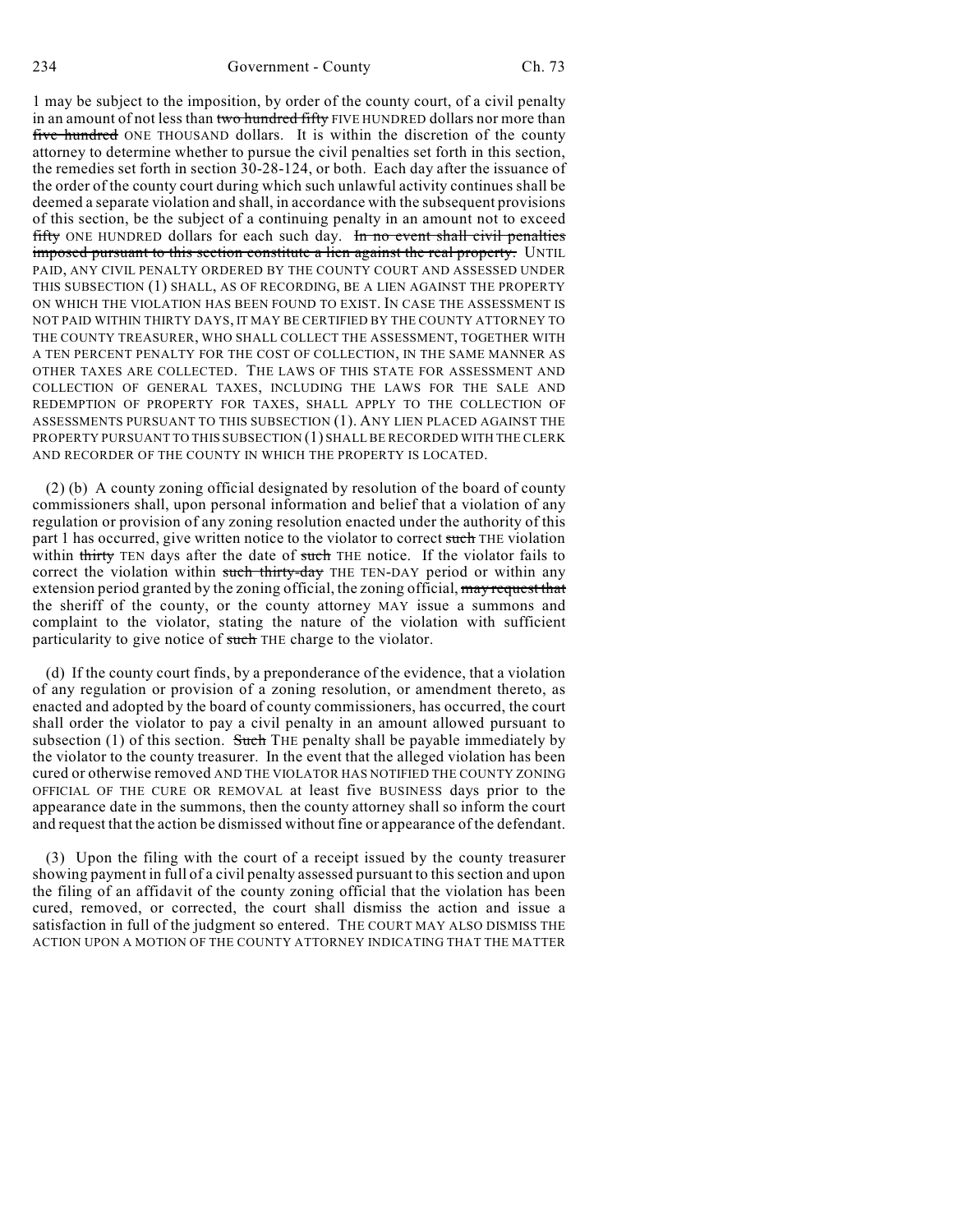1 may be subject to the imposition, by order of the county court, of a civil penalty in an amount of not less than ~~two hundred fifty~~ FIVE HUNDRED dollars nor more than ~~five hundred~~ ONE THOUSAND dollars. It is within the discretion of the county attorney to determine whether to pursue the civil penalties set forth in this section, the remedies set forth in section 30-28-124, or both. Each day after the issuance of the order of the county court during which such unlawful activity continues shall be deemed a separate violation and shall, in accordance with the subsequent provisions of this section, be the subject of a continuing penalty in an amount not to exceed ~~fifty~~ ONE HUNDRED dollars for each such day. ~~In no event shall civil penalties imposed pursuant to this section constitute a lien against the real property.~~ UNTIL PAID, ANY CIVIL PENALTY ORDERED BY THE COUNTY COURT AND ASSESSED UNDER THIS SUBSECTION (1) SHALL, AS OF RECORDING, BE A LIEN AGAINST THE PROPERTY ON WHICH THE VIOLATION HAS BEEN FOUND TO EXIST. IN CASE THE ASSESSMENT IS NOT PAID WITHIN THIRTY DAYS, IT MAY BE CERTIFIED BY THE COUNTY ATTORNEY TO THE COUNTY TREASURER, WHO SHALL COLLECT THE ASSESSMENT, TOGETHER WITH A TEN PERCENT PENALTY FOR THE COST OF COLLECTION, IN THE SAME MANNER AS OTHER TAXES ARE COLLECTED. THE LAWS OF THIS STATE FOR ASSESSMENT AND COLLECTION OF GENERAL TAXES, INCLUDING THE LAWS FOR THE SALE AND REDEMPTION OF PROPERTY FOR TAXES, SHALL APPLY TO THE COLLECTION OF ASSESSMENTS PURSUANT TO THIS SUBSECTION (1). ANY LIEN PLACED AGAINST THE PROPERTY PURSUANT TO THIS SUBSECTION (1) SHALL BE RECORDED WITH THE CLERK AND RECORDER OF THE COUNTY IN WHICH THE PROPERTY IS LOCATED.

(2) (b) A county zoning official designated by resolution of the board of county commissioners shall, upon personal information and belief that a violation of any regulation or provision of any zoning resolution enacted under the authority of this part 1 has occurred, give written notice to the violator to correct ~~such~~ THE violation within ~~thirty~~ TEN days after the date of ~~such~~ THE notice. If the violator fails to correct the violation within ~~such thirty-day~~ THE TEN-DAY period or within any extension period granted by the zoning official, the zoning official, ~~may request that~~ the sheriff of the county, or the county attorney MAY issue a summons and complaint to the violator, stating the nature of the violation with sufficient particularity to give notice of ~~such~~ THE charge to the violator.

(d) If the county court finds, by a preponderance of the evidence, that a violation of any regulation or provision of a zoning resolution, or amendment thereto, as enacted and adopted by the board of county commissioners, has occurred, the court shall order the violator to pay a civil penalty in an amount allowed pursuant to subsection (1) of this section. ~~Such~~ THE penalty shall be payable immediately by the violator to the county treasurer. In the event that the alleged violation has been cured or otherwise removed AND THE VIOLATOR HAS NOTIFIED THE COUNTY ZONING OFFICIAL OF THE CURE OR REMOVAL at least five BUSINESS days prior to the appearance date in the summons, then the county attorney shall so inform the court and request that the action be dismissed without fine or appearance of the defendant.

(3) Upon the filing with the court of a receipt issued by the county treasurer showing payment in full of a civil penalty assessed pursuant to this section and upon the filing of an affidavit of the county zoning official that the violation has been cured, removed, or corrected, the court shall dismiss the action and issue a satisfaction in full of the judgment so entered. THE COURT MAY ALSO DISMISS THE ACTION UPON A MOTION OF THE COUNTY ATTORNEY INDICATING THAT THE MATTER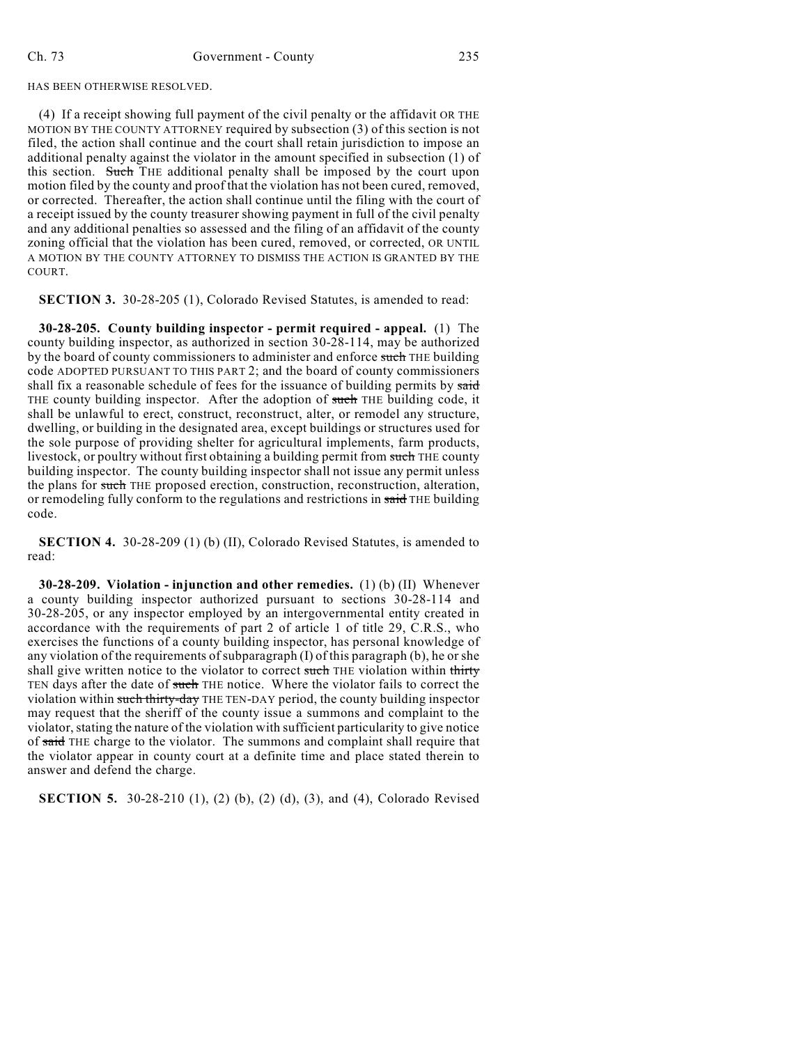HAS BEEN OTHERWISE RESOLVED.

(4) If a receipt showing full payment of the civil penalty or the affidavit OR THE MOTION BY THE COUNTY ATTORNEY required by subsection (3) of this section is not filed, the action shall continue and the court shall retain jurisdiction to impose an additional penalty against the violator in the amount specified in subsection (1) of this section. ~~Such~~ THE additional penalty shall be imposed by the court upon motion filed by the county and proof that the violation has not been cured, removed, or corrected. Thereafter, the action shall continue until the filing with the court of a receipt issued by the county treasurer showing payment in full of the civil penalty and any additional penalties so assessed and the filing of an affidavit of the county zoning official that the violation has been cured, removed, or corrected, OR UNTIL A MOTION BY THE COUNTY ATTORNEY TO DISMISS THE ACTION IS GRANTED BY THE COURT.

**SECTION 3.** 30-28-205 (1), Colorado Revised Statutes, is amended to read:

**30-28-205. County building inspector - permit required - appeal.** (1) The county building inspector, as authorized in section 30-28-114, may be authorized by the board of county commissioners to administer and enforce ~~such~~ THE building code ADOPTED PURSUANT TO THIS PART 2; and the board of county commissioners shall fix a reasonable schedule of fees for the issuance of building permits by ~~said~~ THE county building inspector. After the adoption of ~~such~~ THE building code, it shall be unlawful to erect, construct, reconstruct, alter, or remodel any structure, dwelling, or building in the designated area, except buildings or structures used for the sole purpose of providing shelter for agricultural implements, farm products, livestock, or poultry without first obtaining a building permit from ~~such~~ THE county building inspector. The county building inspector shall not issue any permit unless the plans for ~~such~~ THE proposed erection, construction, reconstruction, alteration, or remodeling fully conform to the regulations and restrictions in ~~said~~ THE building code.

**SECTION 4.** 30-28-209 (1) (b) (II), Colorado Revised Statutes, is amended to read:

**30-28-209. Violation - injunction and other remedies.** (1) (b) (II) Whenever a county building inspector authorized pursuant to sections 30-28-114 and 30-28-205, or any inspector employed by an intergovernmental entity created in accordance with the requirements of part 2 of article 1 of title 29, C.R.S., who exercises the functions of a county building inspector, has personal knowledge of any violation of the requirements of subparagraph (I) of this paragraph (b), he or she shall give written notice to the violator to correct ~~such~~ THE violation within ~~thirty~~ TEN days after the date of ~~such~~ THE notice. Where the violator fails to correct the violation within ~~such thirty-day~~ THE TEN-DAY period, the county building inspector may request that the sheriff of the county issue a summons and complaint to the violator, stating the nature of the violation with sufficient particularity to give notice of ~~said~~ THE charge to the violator. The summons and complaint shall require that the violator appear in county court at a definite time and place stated therein to answer and defend the charge.

**SECTION 5.** 30-28-210 (1), (2) (b), (2) (d), (3), and (4), Colorado Revised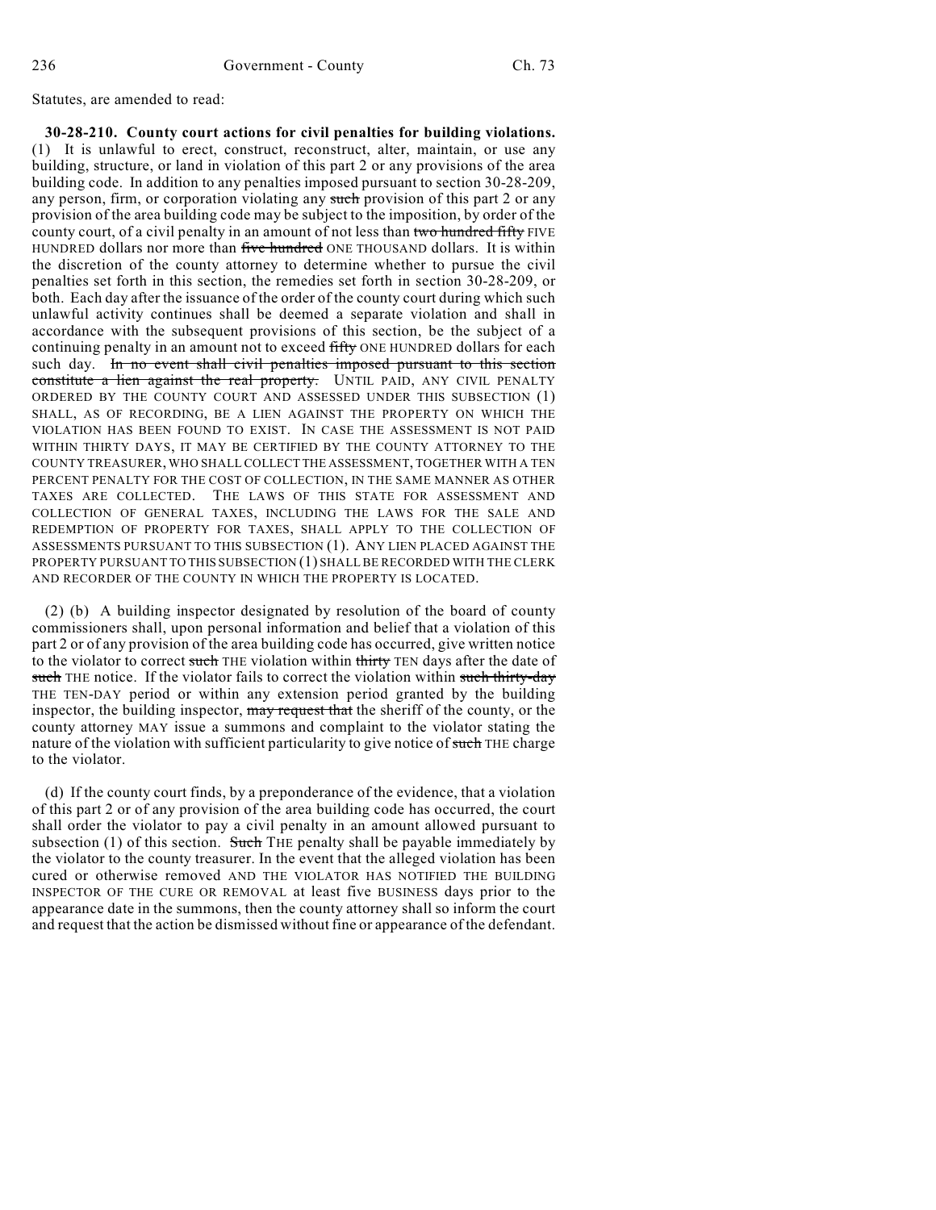Statutes, are amended to read:

**30-28-210. County court actions for civil penalties for building violations.** (1) It is unlawful to erect, construct, reconstruct, alter, maintain, or use any building, structure, or land in violation of this part 2 or any provisions of the area building code. In addition to any penalties imposed pursuant to section 30-28-209, any person, firm, or corporation violating any ~~such~~ provision of this part 2 or any provision of the area building code may be subject to the imposition, by order of the county court, of a civil penalty in an amount of not less than ~~two hundred fifty~~ FIVE HUNDRED dollars nor more than ~~five hundred~~ ONE THOUSAND dollars. It is within the discretion of the county attorney to determine whether to pursue the civil penalties set forth in this section, the remedies set forth in section 30-28-209, or both. Each day after the issuance of the order of the county court during which such unlawful activity continues shall be deemed a separate violation and shall in accordance with the subsequent provisions of this section, be the subject of a continuing penalty in an amount not to exceed ~~fifty~~ ONE HUNDRED dollars for each such day. ~~In no event shall civil penalties imposed pursuant to this section constitute a lien against the real property.~~ UNTIL PAID, ANY CIVIL PENALTY ORDERED BY THE COUNTY COURT AND ASSESSED UNDER THIS SUBSECTION (1) SHALL, AS OF RECORDING, BE A LIEN AGAINST THE PROPERTY ON WHICH THE VIOLATION HAS BEEN FOUND TO EXIST. IN CASE THE ASSESSMENT IS NOT PAID WITHIN THIRTY DAYS, IT MAY BE CERTIFIED BY THE COUNTY ATTORNEY TO THE COUNTY TREASURER, WHO SHALL COLLECT THE ASSESSMENT, TOGETHER WITH A TEN PERCENT PENALTY FOR THE COST OF COLLECTION, IN THE SAME MANNER AS OTHER TAXES ARE COLLECTED. THE LAWS OF THIS STATE FOR ASSESSMENT AND COLLECTION OF GENERAL TAXES, INCLUDING THE LAWS FOR THE SALE AND REDEMPTION OF PROPERTY FOR TAXES, SHALL APPLY TO THE COLLECTION OF ASSESSMENTS PURSUANT TO THIS SUBSECTION (1). ANY LIEN PLACED AGAINST THE PROPERTY PURSUANT TO THIS SUBSECTION (1) SHALL BE RECORDED WITH THE CLERK AND RECORDER OF THE COUNTY IN WHICH THE PROPERTY IS LOCATED.

(2) (b) A building inspector designated by resolution of the board of county commissioners shall, upon personal information and belief that a violation of this part 2 or of any provision of the area building code has occurred, give written notice to the violator to correct ~~such~~ THE violation within ~~thirty~~ TEN days after the date of ~~such~~ THE notice. If the violator fails to correct the violation within ~~such thirty-day~~ THE TEN-DAY period or within any extension period granted by the building inspector, the building inspector, ~~may request that~~ the sheriff of the county, or the county attorney MAY issue a summons and complaint to the violator stating the nature of the violation with sufficient particularity to give notice of ~~such~~ THE charge to the violator.

(d) If the county court finds, by a preponderance of the evidence, that a violation of this part 2 or of any provision of the area building code has occurred, the court shall order the violator to pay a civil penalty in an amount allowed pursuant to subsection (1) of this section. ~~Such~~ THE penalty shall be payable immediately by the violator to the county treasurer. In the event that the alleged violation has been cured or otherwise removed AND THE VIOLATOR HAS NOTIFIED THE BUILDING INSPECTOR OF THE CURE OR REMOVAL at least five BUSINESS days prior to the appearance date in the summons, then the county attorney shall so inform the court and request that the action be dismissed without fine or appearance of the defendant.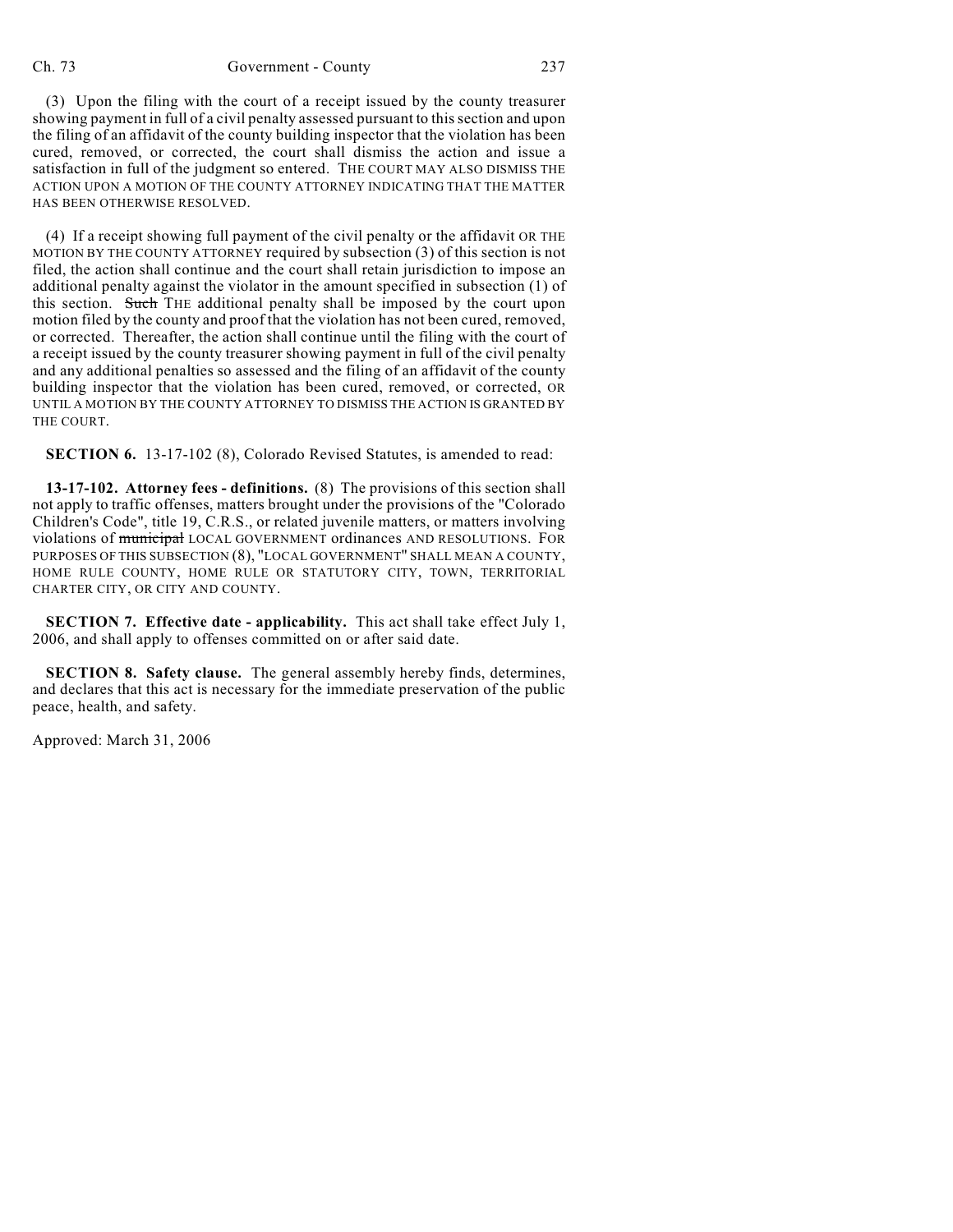(3) Upon the filing with the court of a receipt issued by the county treasurer showing payment in full of a civil penalty assessed pursuant to this section and upon the filing of an affidavit of the county building inspector that the violation has been cured, removed, or corrected, the court shall dismiss the action and issue a satisfaction in full of the judgment so entered. THE COURT MAY ALSO DISMISS THE ACTION UPON A MOTION OF THE COUNTY ATTORNEY INDICATING THAT THE MATTER HAS BEEN OTHERWISE RESOLVED.

(4) If a receipt showing full payment of the civil penalty or the affidavit OR THE MOTION BY THE COUNTY ATTORNEY required by subsection (3) of this section is not filed, the action shall continue and the court shall retain jurisdiction to impose an additional penalty against the violator in the amount specified in subsection (1) of this section. ~~Such~~ THE additional penalty shall be imposed by the court upon motion filed by the county and proof that the violation has not been cured, removed, or corrected. Thereafter, the action shall continue until the filing with the court of a receipt issued by the county treasurer showing payment in full of the civil penalty and any additional penalties so assessed and the filing of an affidavit of the county building inspector that the violation has been cured, removed, or corrected, OR UNTIL A MOTION BY THE COUNTY ATTORNEY TO DISMISS THE ACTION IS GRANTED BY THE COURT.

**SECTION 6.** 13-17-102 (8), Colorado Revised Statutes, is amended to read:

**13-17-102. Attorney fees - definitions.** (8) The provisions of this section shall not apply to traffic offenses, matters brought under the provisions of the "Colorado Children's Code", title 19, C.R.S., or related juvenile matters, or matters involving violations of ~~municipal~~ LOCAL GOVERNMENT ordinances AND RESOLUTIONS. FOR PURPOSES OF THIS SUBSECTION (8), "LOCAL GOVERNMENT" SHALL MEAN A COUNTY, HOME RULE COUNTY, HOME RULE OR STATUTORY CITY, TOWN, TERRITORIAL CHARTER CITY, OR CITY AND COUNTY.

**SECTION 7. Effective date - applicability.** This act shall take effect July 1, 2006, and shall apply to offenses committed on or after said date.

**SECTION 8. Safety clause.** The general assembly hereby finds, determines, and declares that this act is necessary for the immediate preservation of the public peace, health, and safety.

Approved: March 31, 2006